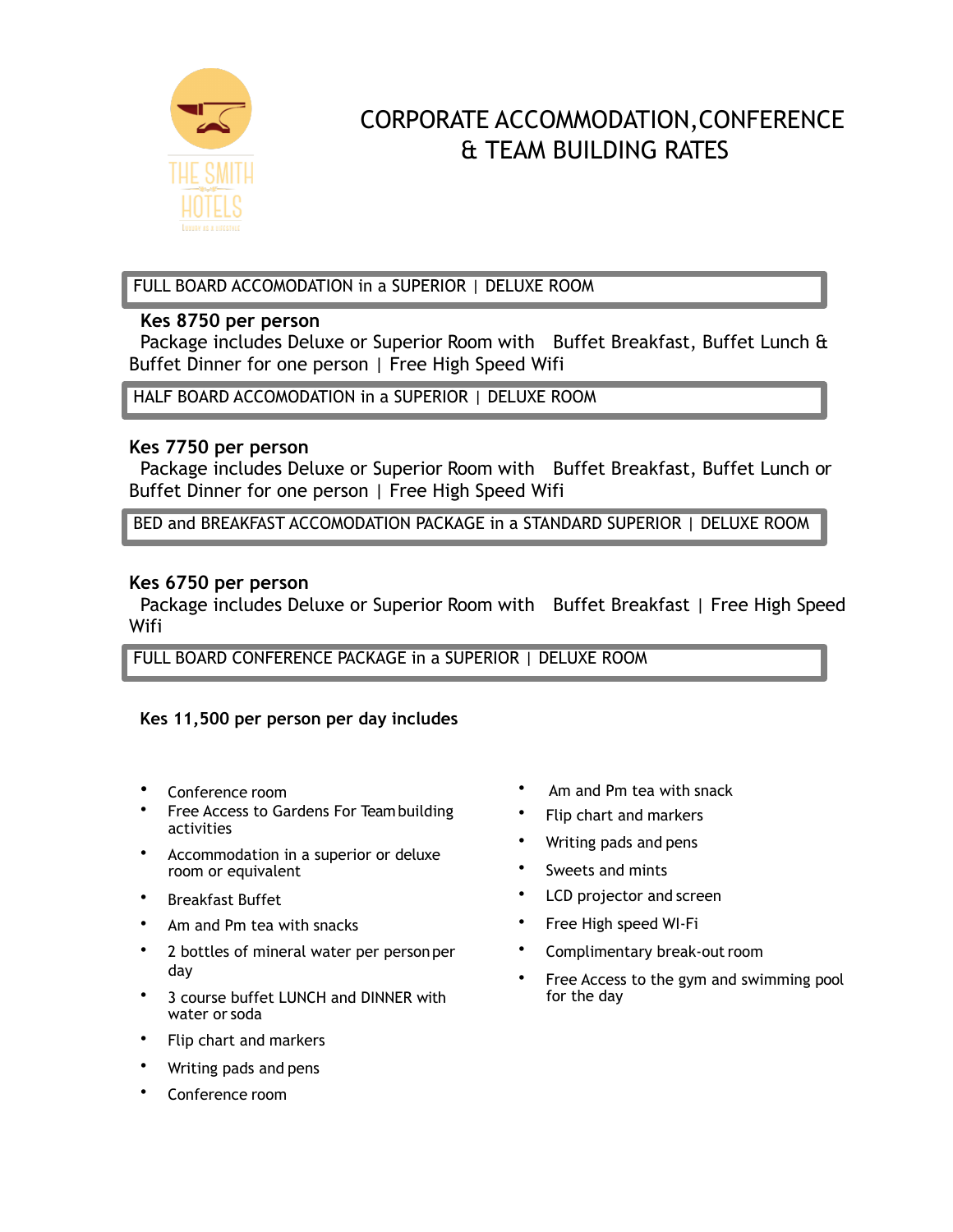THE SMITH HOTELS

# CORPORATE ACCOMMODATION, CONFERENCE & TEAM BUILDING RATES

## FULL BOARD ACCOMODATION in a SUPERIOR | DELUXE ROOM

**Kes 8750 per person**

Package includes Deluxe or Superior Room with Buffet Breakfast, Buffet Lunch & Buffet Dinner for one person | Free High Speed Wifi

## HALF BOARD ACCOMODATION in a SUPERIOR | DELUXE ROOM

**Kes 7750 per person**

Package includes Deluxe or Superior Room with Buffet Breakfast, Buffet Lunch or Buffet Dinner for one person | Free High Speed Wifi

## BED and BREAKFAST ACCOMODATION PACKAGE in a STANDARD SUPERIOR | DELUXE ROOM

**Kes 6750 per person**

Package includes Deluxe or Superior Room with Buffet Breakfast | Free High Speed Wifi

## FULL BOARD CONFERENCE PACKAGE in a SUPERIOR | DELUXE ROOM

**Kes 11,500 per person per day includes**

- Conference room
- Free Access to Gardens For Team building activities
- Accommodation in a superior or deluxe room or equivalent
- Breakfast Buffet
- Am and Pm tea with snacks
- 2 bottles of mineral water per person per day
- 3 course buffet LUNCH and DINNER with water or soda
- Flip chart and markers
- Writing pads and pens
- Conference room
- Am and Pm tea with snack
- Flip chart and markers
- Writing pads and pens
- Sweets and mints
- LCD projector and screen
- Free High speed WI-Fi
- Complimentary break-out room
- Free Access to the gym and swimming pool for the day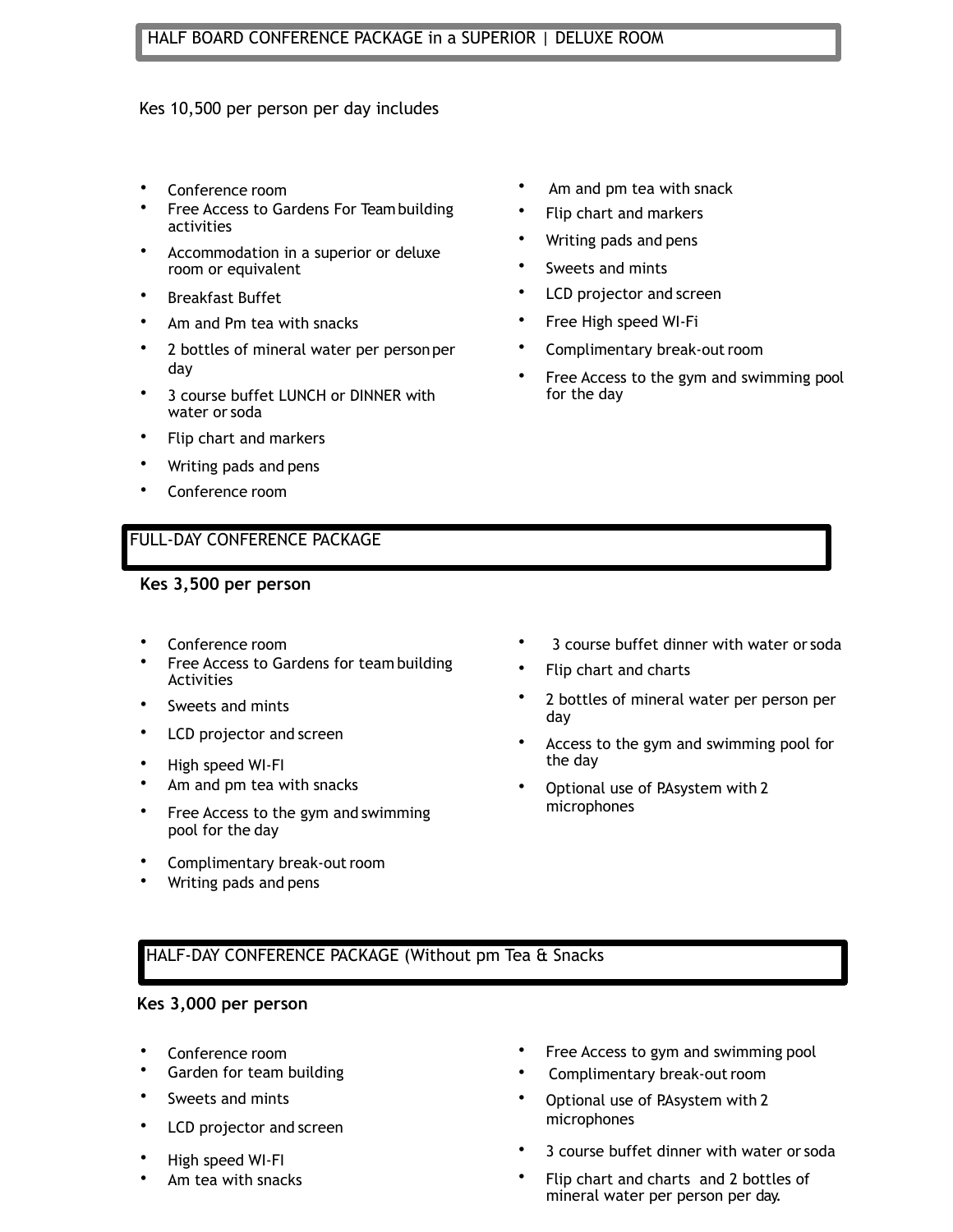## HALF BOARD CONFERENCE PACKAGE in a SUPERIOR | DELUXE ROOM

Kes 10,500 per person per day includes

- Conference room
- Free Access to Gardens For Team building activities
- Accommodation in a superior or deluxe room or equivalent
- Breakfast Buffet
- Am and Pm tea with snacks
- 2 bottles of mineral water per person per day
- 3 course buffet LUNCH or DINNER with water or soda
- Flip chart and markers
- Writing pads and pens
- Conference room
- Am and pm tea with snack
- Flip chart and markers
- Writing pads and pens
- Sweets and mints
- LCD projector and screen
- Free High speed WI-Fi
- Complimentary break-out room
- Free Access to the gym and swimming pool for the day

## FULL-DAY CONFERENCE PACKAGE

**Kes 3,500 per person**

- Conference room
- Free Access to Gardens for team building Activities
- Sweets and mints
- LCD projector and screen
- High speed WI-FI
- Am and pm tea with snacks
- Free Access to the gym and swimming pool for the day
- Complimentary break-out room
- Writing pads and pens
- 3 course buffet dinner with water or soda
- Flip chart and charts
- 2 bottles of mineral water per person per day
- Access to the gym and swimming pool for the day
- Optional use of P.Asystem with 2 microphones

## HALF-DAY CONFERENCE PACKAGE (Without pm Tea & Snacks

**Kes 3,000 per person**

- Conference room
- Garden for team building
- Sweets and mints
- LCD projector and screen
- High speed WI-FI
- Am tea with snacks
- Free Access to gym and swimming pool
- Complimentary break-out room
- Optional use of P.Asystem with 2 microphones
- 3 course buffet dinner with water or soda
- Flip chart and charts and 2 bottles of mineral water per person per day.